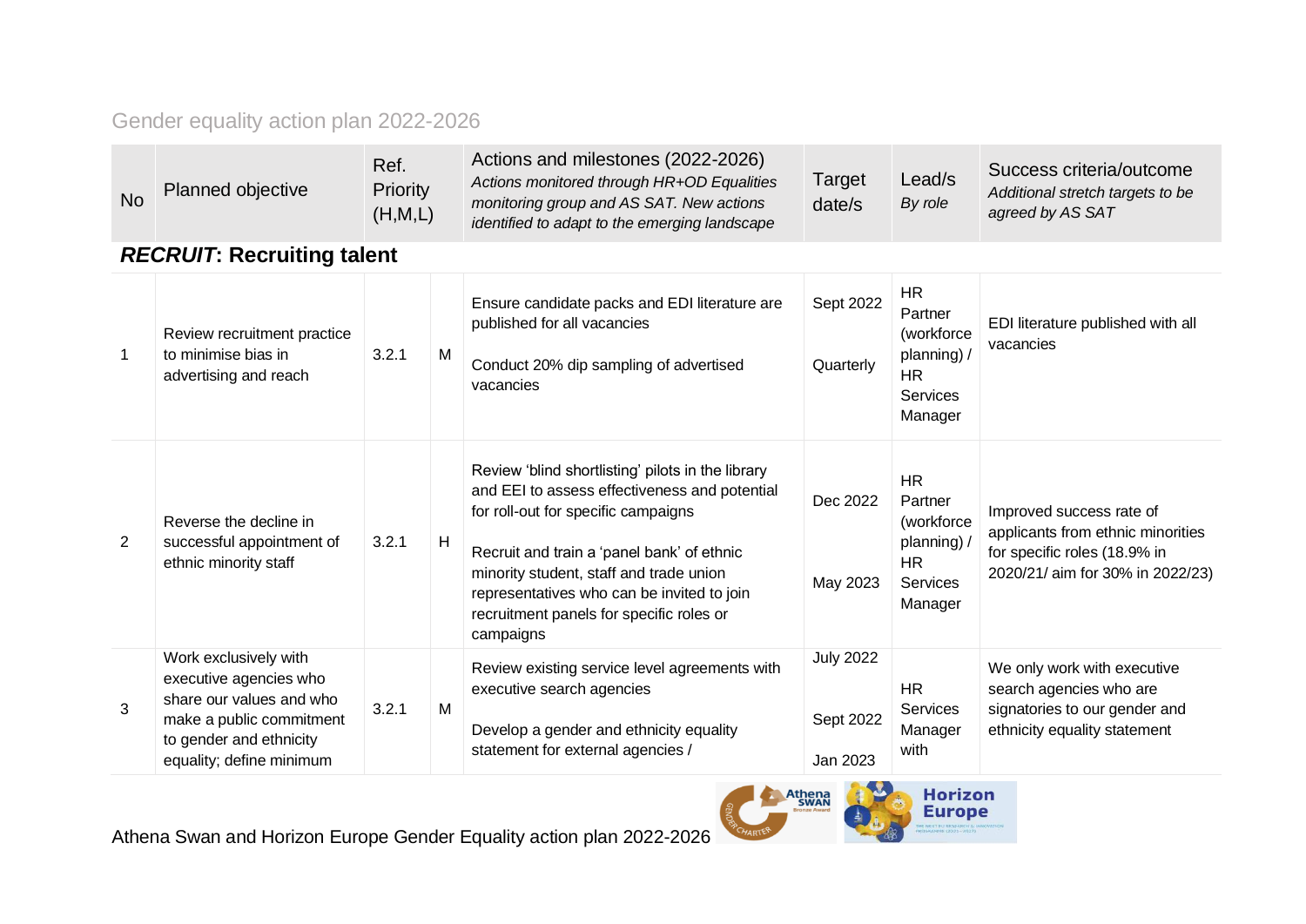# Gender equality action plan 2022-2026

| No | Planned objective | Ref. Priority (H,M,L) | | Actions and milestones (2022-2026) *Actions monitored through HR+OD Equalities monitoring group and AS SAT. New actions identified to adapt to the emerging landscape* | Target date/s | Lead/s *By role* | Success criteria/outcome *Additional stretch targets to be agreed by AS SAT* |
|---|---|---|---|---|---|---|---|
| ***RECRUIT*: Recruiting talent** | | | | | | | |
| 1 | Review recruitment practice to minimise bias in advertising and reach | 3.2.1 | M | Ensure candidate packs and EDI literature are published for all vacancies<br><br>Conduct 20% dip sampling of advertised vacancies | Sept 2022<br><br>Quarterly | HR Partner (workforce planning) / HR Services Manager | EDI literature published with all vacancies |
| 2 | Reverse the decline in successful appointment of ethnic minority staff | 3.2.1 | H | Review 'blind shortlisting' pilots in the library and EEI to assess effectiveness and potential for roll-out for specific campaigns<br><br>Recruit and train a 'panel bank' of ethnic minority student, staff and trade union representatives who can be invited to join recruitment panels for specific roles or campaigns | Dec 2022<br><br>May 2023 | HR Partner (workforce planning) / HR Services Manager | Improved success rate of applicants from ethnic minorities for specific roles (18.9% in 2020/21/ aim for 30% in 2022/23) |
| 3 | Work exclusively with executive agencies who share our values and who make a public commitment to gender and ethnicity equality; define minimum | 3.2.1 | M | Review existing service level agreements with executive search agencies<br><br>Develop a gender and ethnicity equality statement for external agencies / | July 2022<br><br>Sept 2022<br><br>Jan 2023 | HR Services Manager with | We only work with executive search agencies who are signatories to our gender and ethnicity equality statement |

Athena Swan and Horizon Europe Gender Equality action plan 2022-2026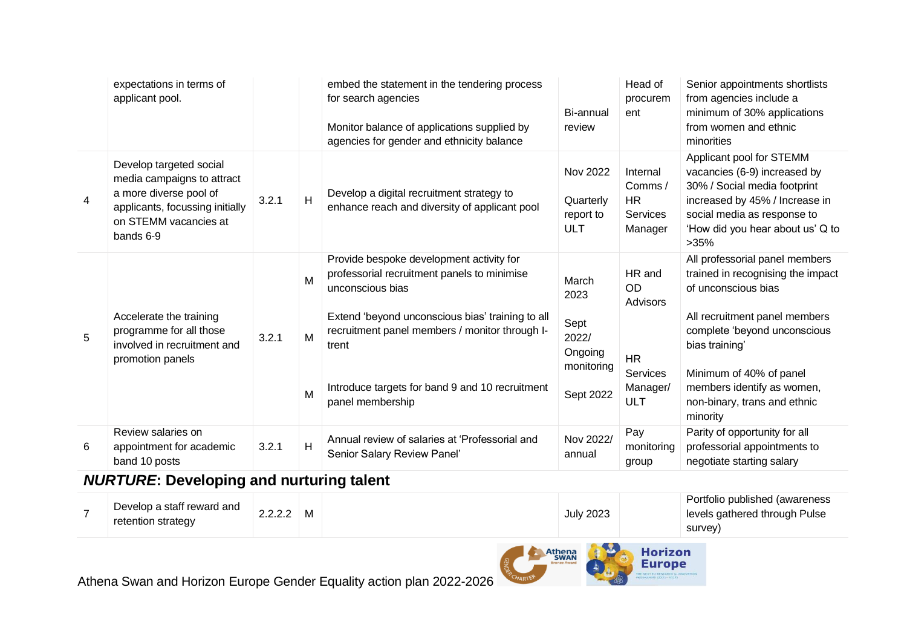| | | | | | | | |
|---|---|---|---|---|---|---|---|
| | expectations in terms of applicant pool. | | | embed the statement in the tendering process for search agencies<br><br>Monitor balance of applications supplied by agencies for gender and ethnicity balance | Bi-annual review | Head of procurement | Senior appointments shortlists from agencies include a minimum of 30% applications from women and ethnic minorities |
| 4 | Develop targeted social media campaigns to attract a more diverse pool of applicants, focussing initially on STEMM vacancies at bands 6-9 | 3.2.1 | H | Develop a digital recruitment strategy to enhance reach and diversity of applicant pool | Nov 2022<br><br>Quarterly report to ULT | Internal Comms / HR Services Manager | Applicant pool for STEMM vacancies (6-9) increased by 30% / Social media footprint increased by 45% / Increase in social media as response to 'How did you hear about us' Q to >35% |
| 5 | Accelerate the training programme for all those involved in recruitment and promotion panels | 3.2.1 | M<br><br>M<br><br>M | Provide bespoke development activity for professorial recruitment panels to minimise unconscious bias<br><br>Extend 'beyond unconscious bias' training to all recruitment panel members / monitor through I-trent<br><br>Introduce targets for band 9 and 10 recruitment panel membership | March 2023<br><br>Sept 2022/ Ongoing monitoring<br><br>Sept 2022 | HR and OD Advisors<br><br>HR Services Manager/ ULT | All professorial panel members trained in recognising the impact of unconscious bias<br><br>All recruitment panel members complete 'beyond unconscious bias training'<br><br>Minimum of 40% of panel members identify as women, non-binary, trans and ethnic minority |
| 6 | Review salaries on appointment for academic band 10 posts | 3.2.1 | H | Annual review of salaries at 'Professorial and Senior Salary Review Panel' | Nov 2022/ annual | Pay monitoring group | Parity of opportunity for all professorial appointments to negotiate starting salary |

## *NURTURE*: Developing and nurturing talent

| | | | | | | | |
|---|---|---|---|---|---|---|---|
| 7 | Develop a staff reward and retention strategy | 2.2.2.2 | M | | July 2023 | | Portfolio published (awareness levels gathered through Pulse survey) |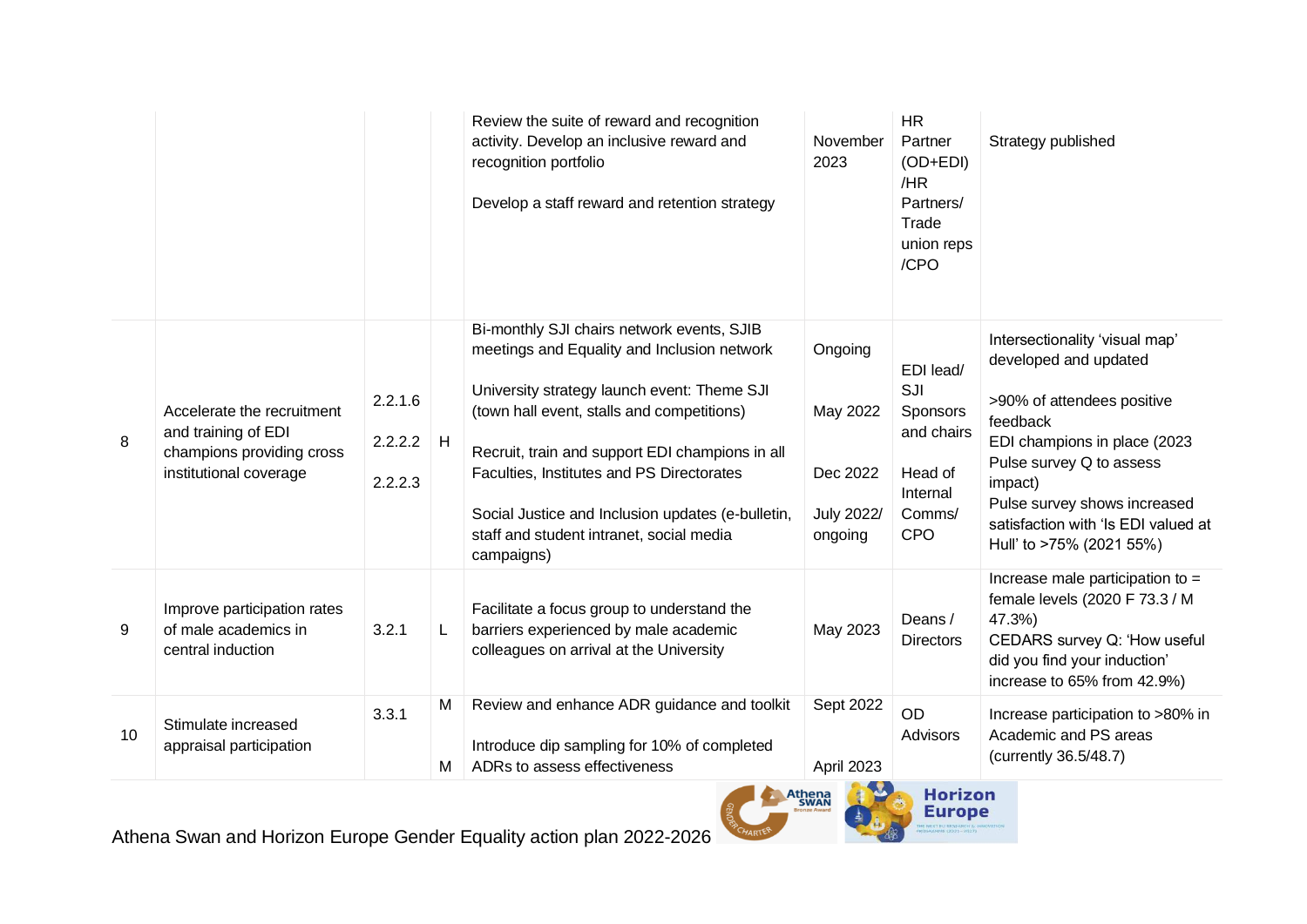| | | | | | | | |
|---|---|---|---|---|---|---|---|
| | | | | Review the suite of reward and recognition activity. Develop an inclusive reward and recognition portfolio<br><br>Develop a staff reward and retention strategy | November 2023 | HR Partner (OD+EDI) /HR Partners/ Trade union reps /CPO | Strategy published |
| 8 | Accelerate the recruitment and training of EDI champions providing cross institutional coverage | 2.2.1.6<br><br>2.2.2.2<br><br>2.2.2.3 | H | Bi-monthly SJI chairs network events, SJIB meetings and Equality and Inclusion network<br><br>University strategy launch event: Theme SJI (town hall event, stalls and competitions)<br><br>Recruit, train and support EDI champions in all Faculties, Institutes and PS Directorates<br><br>Social Justice and Inclusion updates (e-bulletin, staff and student intranet, social media campaigns) | Ongoing<br><br>May 2022<br><br>Dec 2022<br><br>July 2022/ ongoing | EDI lead/ SJI Sponsors and chairs<br><br>Head of Internal Comms/ CPO | Intersectionality 'visual map' developed and updated<br><br>>90% of attendees positive feedback<br>EDI champions in place (2023 Pulse survey Q to assess impact)<br>Pulse survey shows increased satisfaction with 'Is EDI valued at Hull' to >75% (2021 55%) |
| 9 | Improve participation rates of male academics in central induction | 3.2.1 | L | Facilitate a focus group to understand the barriers experienced by male academic colleagues on arrival at the University | May 2023 | Deans / Directors | Increase male participation to = female levels (2020 F 73.3 / M 47.3%)<br>CEDARS survey Q: 'How useful did you find your induction' increase to 65% from 42.9%) |
| 10 | Stimulate increased appraisal participation | 3.3.1 | M<br><br>M | Review and enhance ADR guidance and toolkit<br><br>Introduce dip sampling for 10% of completed ADRs to assess effectiveness | Sept 2022<br><br>April 2023 | OD Advisors | Increase participation to >80% in Academic and PS areas (currently 36.5/48.7) |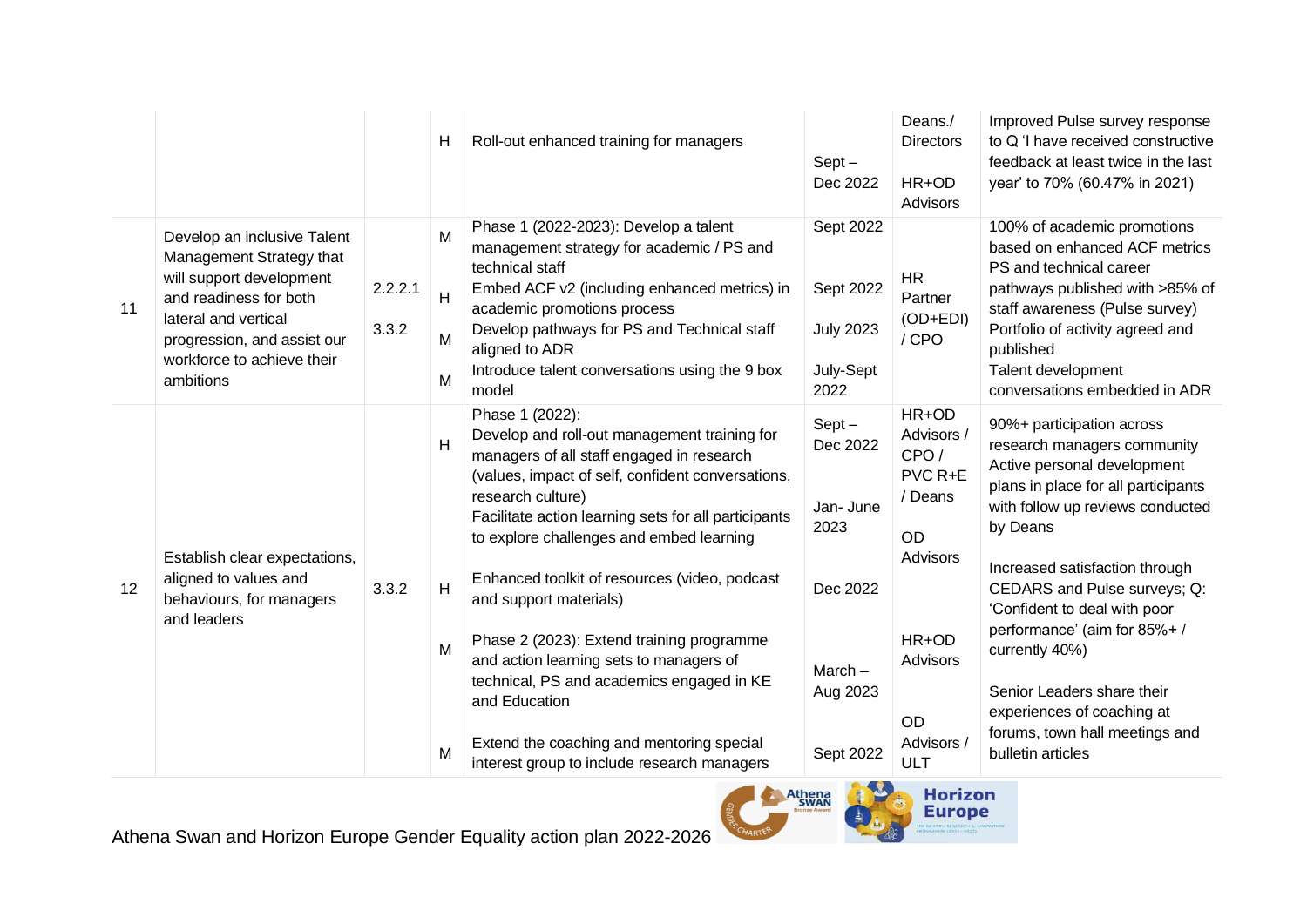| | | | | | | | |
|---|---|---|---|---|---|---|---|
| | | | H | Roll-out enhanced training for managers | Sept – Dec 2022 | Deans./ Directors<br>HR+OD Advisors | Improved Pulse survey response to Q 'I have received constructive feedback at least twice in the last year' to 70% (60.47% in 2021) |
| 11 | Develop an inclusive Talent Management Strategy that will support development and readiness for both lateral and vertical progression, and assist our workforce to achieve their ambitions | 2.2.2.1<br>3.3.2 | M<br>H<br>M<br>M | Phase 1 (2022-2023): Develop a talent management strategy for academic / PS and technical staff<br>Embed ACF v2 (including enhanced metrics) in academic promotions process<br>Develop pathways for PS and Technical staff aligned to ADR<br>Introduce talent conversations using the 9 box model | Sept 2022<br>Sept 2022<br>July 2023<br>July-Sept 2022 | HR Partner (OD+EDI) / CPO | 100% of academic promotions based on enhanced ACF metrics<br>PS and technical career pathways published with >85% of staff awareness (Pulse survey)<br>Portfolio of activity agreed and published<br>Talent development conversations embedded in ADR |
| 12 | Establish clear expectations, aligned to values and behaviours, for managers and leaders | 3.3.2 | H<br><br>H<br><br>M<br><br>M | Phase 1 (2022):<br>Develop and roll-out management training for managers of all staff engaged in research (values, impact of self, confident conversations, research culture)<br>Facilitate action learning sets for all participants to explore challenges and embed learning<br><br>Enhanced toolkit of resources (video, podcast and support materials)<br><br>Phase 2 (2023): Extend training programme and action learning sets to managers of technical, PS and academics engaged in KE and Education<br><br>Extend the coaching and mentoring special interest group to include research managers | Sept – Dec 2022<br><br>Jan- June 2023<br><br>Dec 2022<br><br>March – Aug 2023<br><br>Sept 2022 | HR+OD Advisors / CPO / PVC R+E / Deans<br><br>OD Advisors<br><br>HR+OD Advisors<br><br>OD Advisors / ULT | 90%+ participation across research managers community<br>Active personal development plans in place for all participants with follow up reviews conducted by Deans<br><br>Increased satisfaction through CEDARS and Pulse surveys; Q: 'Confident to deal with poor performance' (aim for 85%+ / currently 40%)<br><br>Senior Leaders share their experiences of coaching at forums, town hall meetings and bulletin articles |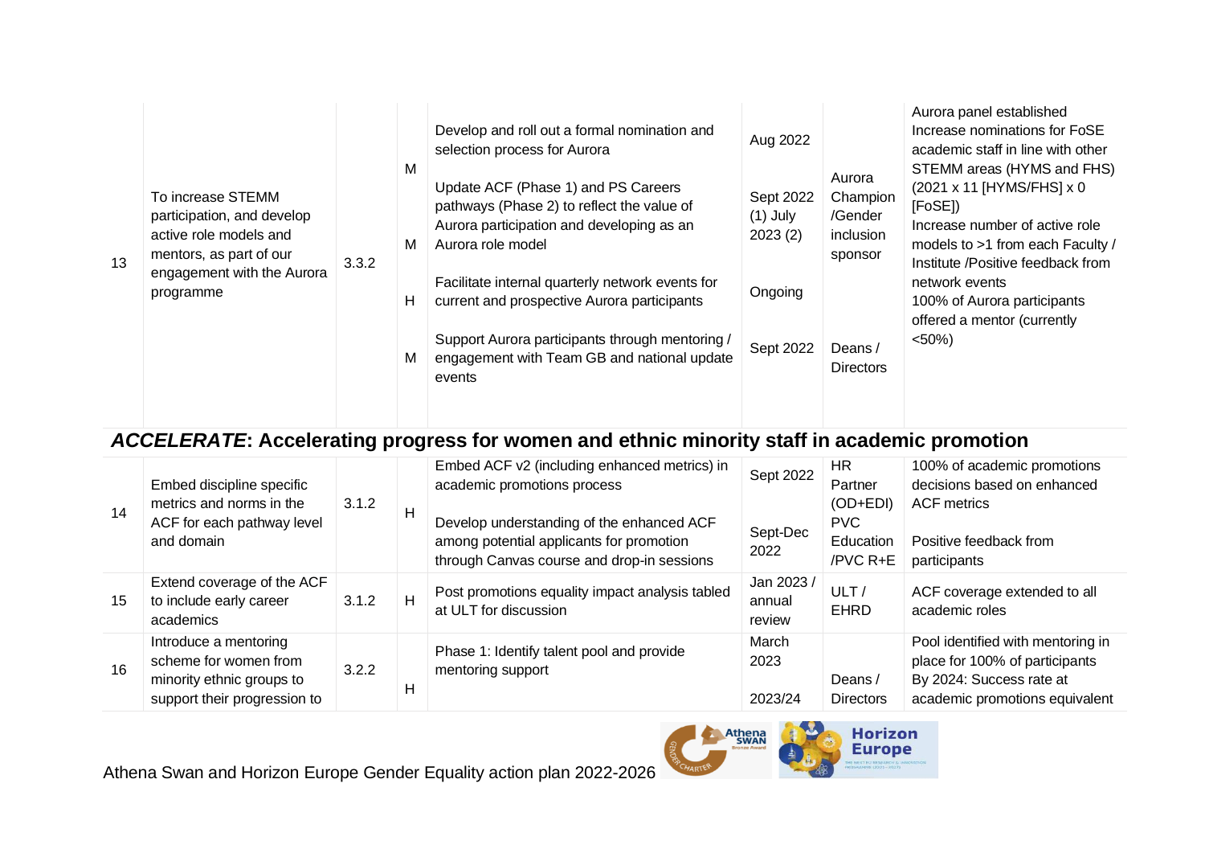| | | | | | | | |
|---|---|---|---|---|---|---|---|
| 13 | To increase STEMM participation, and develop active role models and mentors, as part of our engagement with the Aurora programme | 3.3.2 | M | Develop and roll out a formal nomination and selection process for Aurora | Aug 2022 | Aurora Champion /Gender inclusion sponsor | Aurora panel established<br>Increase nominations for FoSE academic staff in line with other STEMM areas (HYMS and FHS) (2021 x 11 [HYMS/FHS] x 0 [FoSE])<br>Increase number of active role models to >1 from each Faculty / Institute /Positive feedback from network events<br>100% of Aurora participants offered a mentor (currently <50%) |
| | | | M | Update ACF (Phase 1) and PS Careers pathways (Phase 2) to reflect the value of Aurora participation and developing as an Aurora role model | Sept 2022 (1) July 2023 (2) | | |
| | | | H | Facilitate internal quarterly network events for current and prospective Aurora participants | Ongoing | | |
| | | | M | Support Aurora participants through mentoring / engagement with Team GB and national update events | Sept 2022 | Deans / Directors | |

## *ACCELERATE*: Accelerating progress for women and ethnic minority staff in academic promotion

| | | | | | | | |
|---|---|---|---|---|---|---|---|
| 14 | Embed discipline specific metrics and norms in the ACF for each pathway level and domain | 3.1.2 | H | Embed ACF v2 (including enhanced metrics) in academic promotions process | Sept 2022 | HR Partner (OD+EDI) | 100% of academic promotions decisions based on enhanced ACF metrics |
| | | | | Develop understanding of the enhanced ACF among potential applicants for promotion through Canvas course and drop-in sessions | Sept-Dec 2022 | PVC Education /PVC R+E | Positive feedback from participants |
| 15 | Extend coverage of the ACF to include early career academics | 3.1.2 | H | Post promotions equality impact analysis tabled at ULT for discussion | Jan 2023 / annual review | ULT / EHRD | ACF coverage extended to all academic roles |
| 16 | Introduce a mentoring scheme for women from minority ethnic groups to support their progression to | 3.2.2 | H | Phase 1: Identify talent pool and provide mentoring support | March 2023<br><br>2023/24 | Deans / Directors | Pool identified with mentoring in place for 100% of participants<br>By 2024: Success rate at academic promotions equivalent |

Athena Swan and Horizon Europe Gender Equality action plan 2022-2026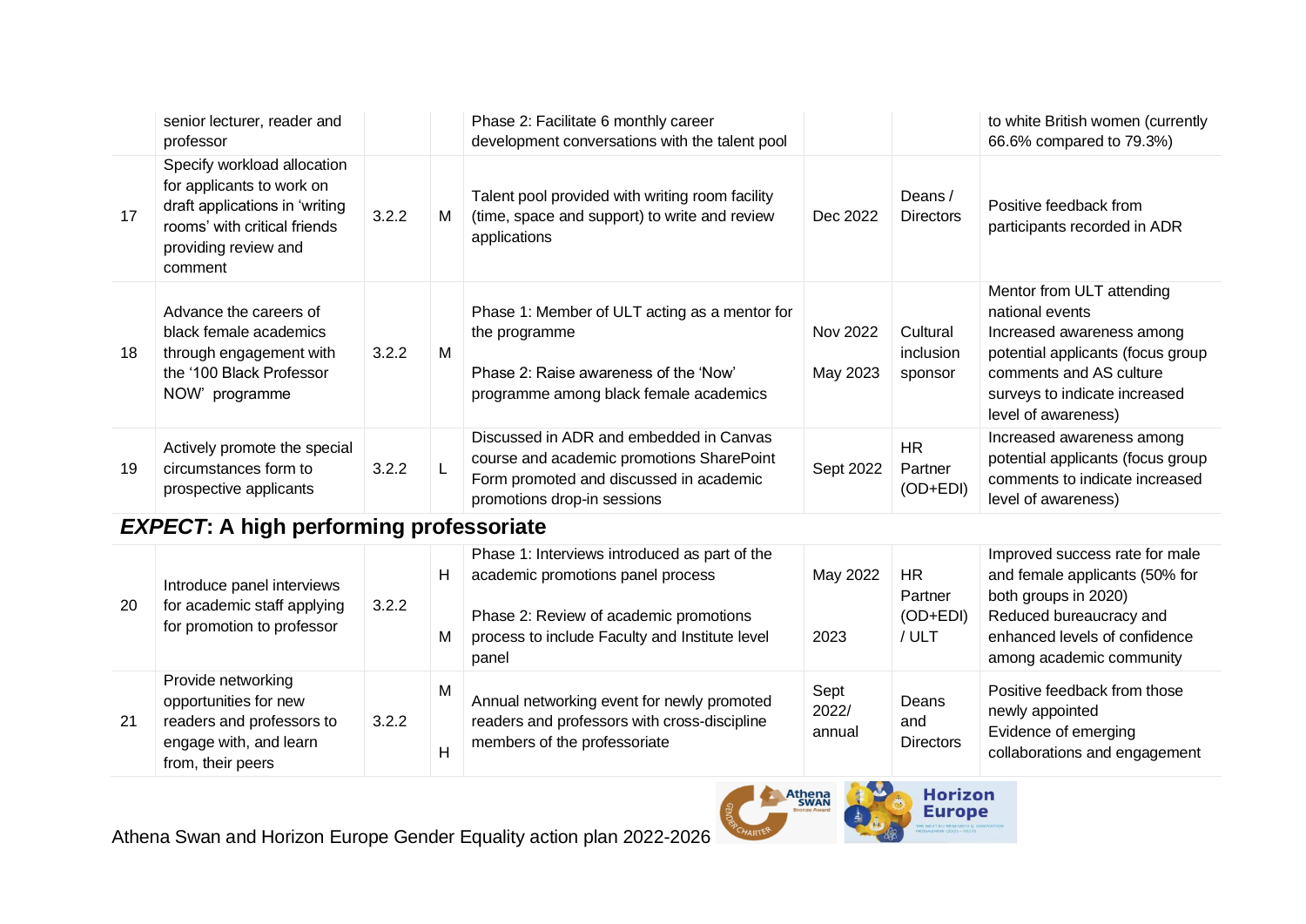| | | | | | | | |
|---|---|---|---|---|---|---|---|
| | senior lecturer, reader and professor | | | Phase 2: Facilitate 6 monthly career development conversations with the talent pool | | | to white British women (currently 66.6% compared to 79.3%) |
| 17 | Specify workload allocation for applicants to work on draft applications in 'writing rooms' with critical friends providing review and comment | 3.2.2 | M | Talent pool provided with writing room facility (time, space and support) to write and review applications | Dec 2022 | Deans / Directors | Positive feedback from participants recorded in ADR |
| 18 | Advance the careers of black female academics through engagement with the '100 Black Professor NOW' programme | 3.2.2 | M | Phase 1: Member of ULT acting as a mentor for the programme<br><br>Phase 2: Raise awareness of the 'Now' programme among black female academics | Nov 2022<br><br>May 2023 | Cultural inclusion sponsor | Mentor from ULT attending national events<br>Increased awareness among potential applicants (focus group comments and AS culture surveys to indicate increased level of awareness) |
| 19 | Actively promote the special circumstances form to prospective applicants | 3.2.2 | L | Discussed in ADR and embedded in Canvas course and academic promotions SharePoint Form promoted and discussed in academic promotions drop-in sessions | Sept 2022 | HR Partner (OD+EDI) | Increased awareness among potential applicants (focus group comments to indicate increased level of awareness) |

## *EXPECT*: A high performing professoriate

| | | | | | | | |
|---|---|---|---|---|---|---|---|
| 20 | Introduce panel interviews for academic staff applying for promotion to professor | 3.2.2 | H<br><br>M | Phase 1: Interviews introduced as part of the academic promotions panel process<br><br>Phase 2: Review of academic promotions process to include Faculty and Institute level panel | May 2022<br><br>2023 | HR Partner (OD+EDI) / ULT | Improved success rate for male and female applicants (50% for both groups in 2020)<br>Reduced bureaucracy and enhanced levels of confidence among academic community |
| 21 | Provide networking opportunities for new readers and professors to engage with, and learn from, their peers | 3.2.2 | M<br><br>H | Annual networking event for newly promoted readers and professors with cross-discipline members of the professoriate | Sept 2022/ annual | Deans and Directors | Positive feedback from those newly appointed<br>Evidence of emerging collaborations and engagement |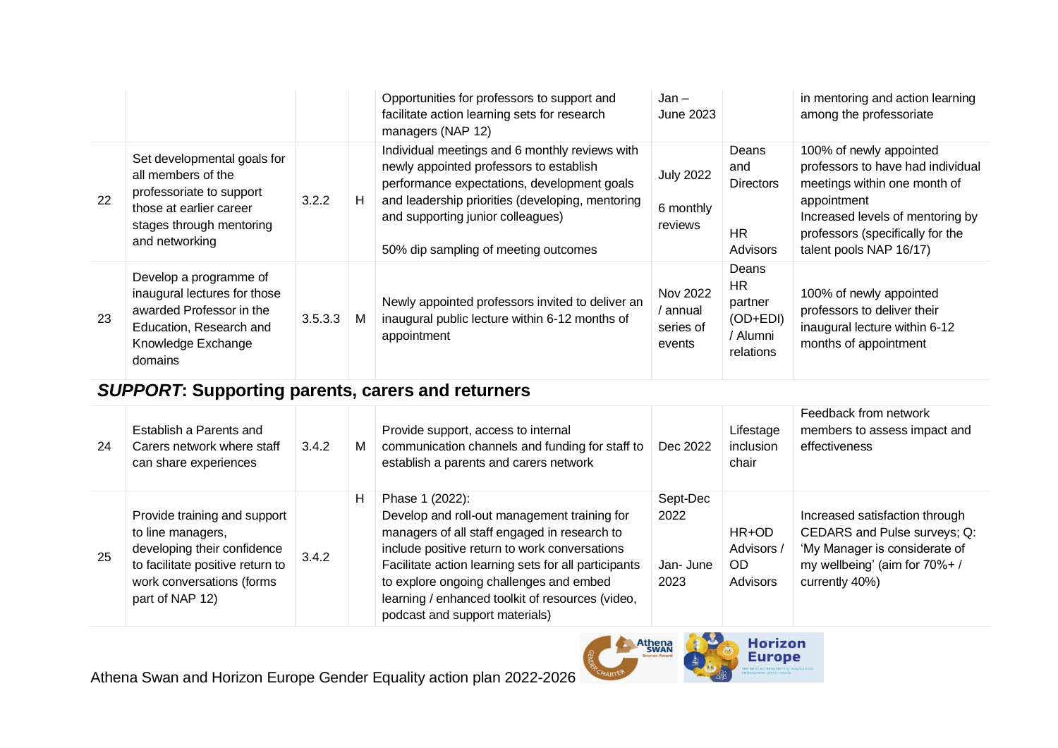| | | | | | | | |
|---|---|---|---|---|---|---|---|
| | | | | Opportunities for professors to support and facilitate action learning sets for research managers (NAP 12) | Jan – June 2023 | | in mentoring and action learning among the professoriate |
| 22 | Set developmental goals for all members of the professoriate to support those at earlier career stages through mentoring and networking | 3.2.2 | H | Individual meetings and 6 monthly reviews with newly appointed professors to establish performance expectations, development goals and leadership priorities (developing, mentoring and supporting junior colleagues)<br><br>50% dip sampling of meeting outcomes | July 2022<br><br>6 monthly reviews | Deans and Directors<br><br>HR Advisors | 100% of newly appointed professors to have had individual meetings within one month of appointment<br>Increased levels of mentoring by professors (specifically for the talent pools NAP 16/17) |
| 23 | Develop a programme of inaugural lectures for those awarded Professor in the Education, Research and Knowledge Exchange domains | 3.5.3.3 | M | Newly appointed professors invited to deliver an inaugural public lecture within 6-12 months of appointment | Nov 2022 / annual series of events | Deans<br>HR partner (OD+EDI) / Alumni relations | 100% of newly appointed professors to deliver their inaugural lecture within 6-12 months of appointment |

## ***SUPPORT*: Supporting parents, carers and returners**

| | | | | | | | |
|---|---|---|---|---|---|---|---|
| 24 | Establish a Parents and Carers network where staff can share experiences | 3.4.2 | M | Provide support, access to internal communication channels and funding for staff to establish a parents and carers network | Dec 2022 | Lifestage inclusion chair | Feedback from network members to assess impact and effectiveness |
| 25 | Provide training and support to line managers, developing their confidence to facilitate positive return to work conversations (forms part of NAP 12) | 3.4.2 | H | Phase 1 (2022):<br>Develop and roll-out management training for managers of all staff engaged in research to include positive return to work conversations<br>Facilitate action learning sets for all participants to explore ongoing challenges and embed learning / enhanced toolkit of resources (video, podcast and support materials) | Sept-Dec 2022<br><br>Jan- June 2023 | HR+OD Advisors / OD Advisors | Increased satisfaction through CEDARS and Pulse surveys; Q: 'My Manager is considerate of my wellbeing' (aim for 70%+ / currently 40%) |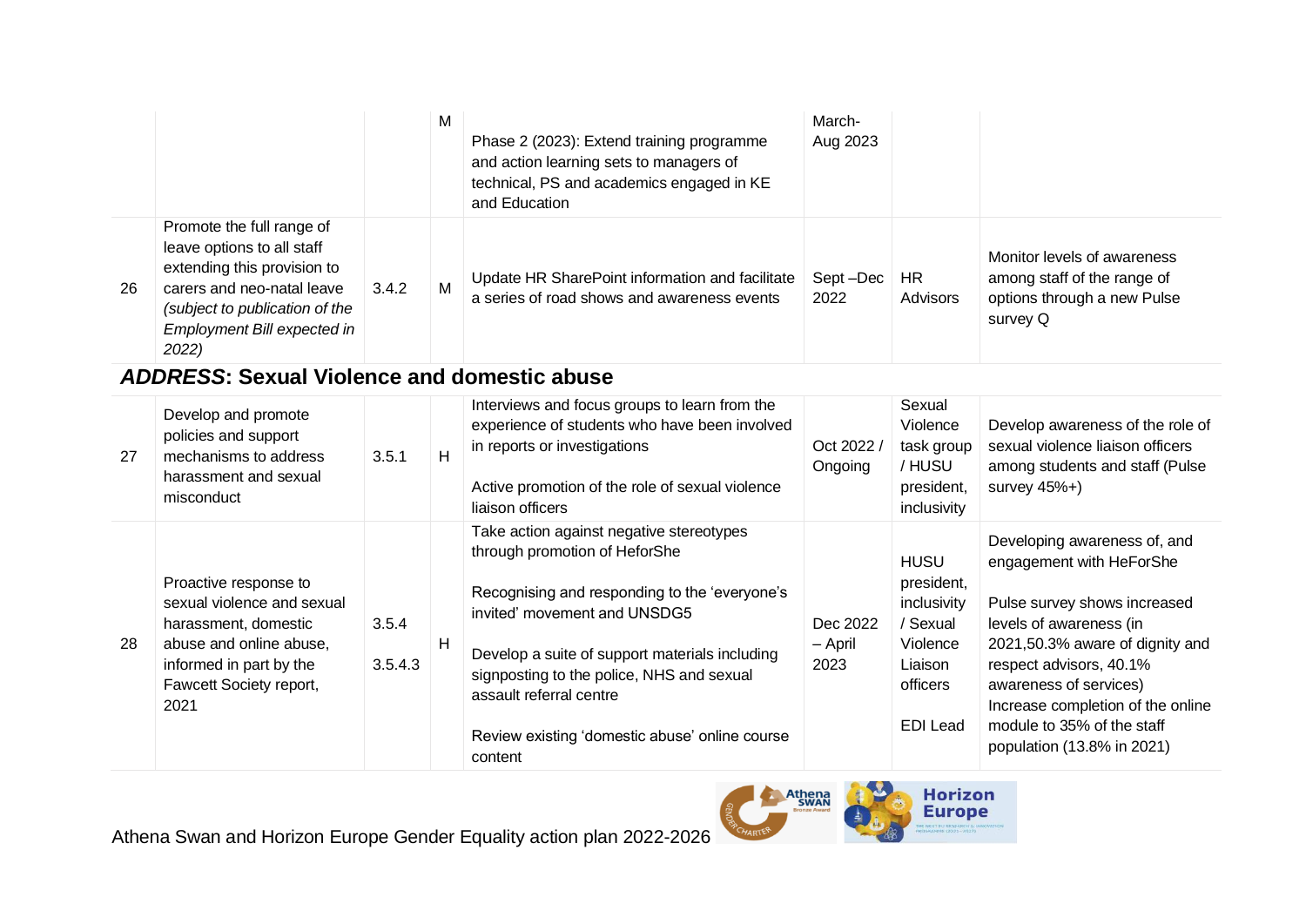| | | | | | | | |
|---|---|---|---|---|---|---|---|
| | | | M | Phase 2 (2023): Extend training programme and action learning sets to managers of technical, PS and academics engaged in KE and Education | March-Aug 2023 | | |
| 26 | Promote the full range of leave options to all staff extending this provision to carers and neo-natal leave *(subject to publication of the Employment Bill expected in 2022)* | 3.4.2 | M | Update HR SharePoint information and facilitate a series of road shows and awareness events | Sept –Dec 2022 | HR Advisors | Monitor levels of awareness among staff of the range of options through a new Pulse survey Q |

## ***ADDRESS*: Sexual Violence and domestic abuse**

| | | | | | | | |
|---|---|---|---|---|---|---|---|
| 27 | Develop and promote policies and support mechanisms to address harassment and sexual misconduct | 3.5.1 | H | Interviews and focus groups to learn from the experience of students who have been involved in reports or investigations<br><br>Active promotion of the role of sexual violence liaison officers | Oct 2022 / Ongoing | Sexual Violence task group / HUSU president, inclusivity | Develop awareness of the role of sexual violence liaison officers among students and staff (Pulse survey 45%+) |
| 28 | Proactive response to sexual violence and sexual harassment, domestic abuse and online abuse, informed in part by the Fawcett Society report, 2021 | 3.5.4<br><br>3.5.4.3 | H | Take action against negative stereotypes through promotion of HeforShe<br><br>Recognising and responding to the 'everyone's invited' movement and UNSDG5<br><br>Develop a suite of support materials including signposting to the police, NHS and sexual assault referral centre<br><br>Review existing 'domestic abuse' online course content | Dec 2022 – April 2023 | HUSU president, inclusivity / Sexual Violence Liaison officers<br><br>EDI Lead | Developing awareness of, and engagement with HeForShe<br><br>Pulse survey shows increased levels of awareness (in 2021,50.3% aware of dignity and respect advisors, 40.1% awareness of services) Increase completion of the online module to 35% of the staff population (13.8% in 2021) |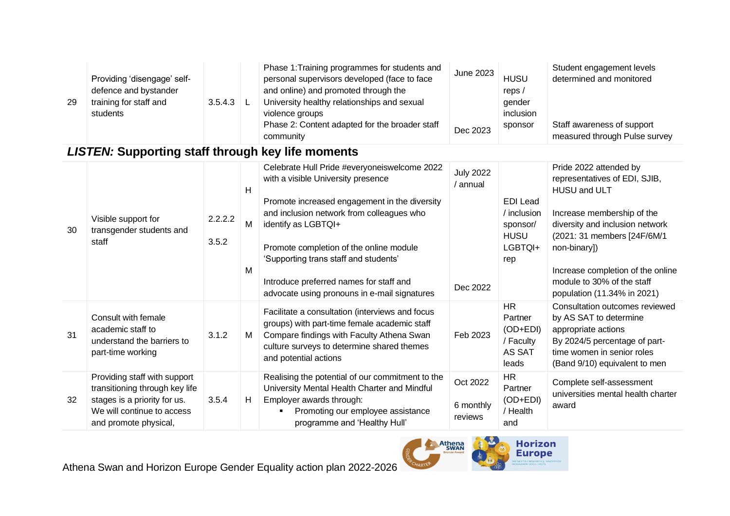| 29 | Providing 'disengage' self-defence and bystander training for staff and students | 3.5.4.3 | L | Phase 1:Training programmes for students and personal supervisors developed (face to face and online) and promoted through the University healthy relationships and sexual violence groups<br>Phase 2: Content adapted for the broader staff community | June 2023<br><br>Dec 2023 | HUSU reps / gender inclusion sponsor | Student engagement levels determined and monitored<br><br>Staff awareness of support measured through Pulse survey |
|---|---|---|---|---|---|---|---|

## *LISTEN:* Supporting staff through key life moments

| 30 | Visible support for transgender students and staff | 2.2.2.2<br><br>3.5.2 | H<br><br>M<br><br>M | Celebrate Hull Pride #everyoneiswelcome 2022 with a visible University presence<br><br>Promote increased engagement in the diversity and inclusion network from colleagues who identify as LGBTQI+<br><br>Promote completion of the online module 'Supporting trans staff and students'<br><br>Introduce preferred names for staff and advocate using pronouns in e-mail signatures | July 2022 / annual<br><br>Dec 2022 | EDI Lead / inclusion sponsor/ HUSU LGBTQI+ rep | Pride 2022 attended by representatives of EDI, SJIB, HUSU and ULT<br><br>Increase membership of the diversity and inclusion network (2021: 31 members [24F/6M/1 non-binary])<br><br>Increase completion of the online module to 30% of the staff population (11.34% in 2021) |
|---|---|---|---|---|---|---|---|
| 31 | Consult with female academic staff to understand the barriers to part-time working | 3.1.2 | M | Facilitate a consultation (interviews and focus groups) with part-time female academic staff<br>Compare findings with Faculty Athena Swan culture surveys to determine shared themes and potential actions | Feb 2023 | HR Partner (OD+EDI) / Faculty AS SAT leads | Consultation outcomes reviewed by AS SAT to determine appropriate actions<br>By 2024/5 percentage of part-time women in senior roles (Band 9/10) equivalent to men |
| 32 | Providing staff with support transitioning through key life stages is a priority for us. We will continue to access and promote physical, | 3.5.4 | H | Realising the potential of our commitment to the University Mental Health Charter and Mindful Employer awards through:<br>▪ Promoting our employee assistance programme and 'Healthy Hull' | Oct 2022<br><br>6 monthly reviews | HR Partner (OD+EDI) / Health and | Complete self-assessment universities mental health charter award |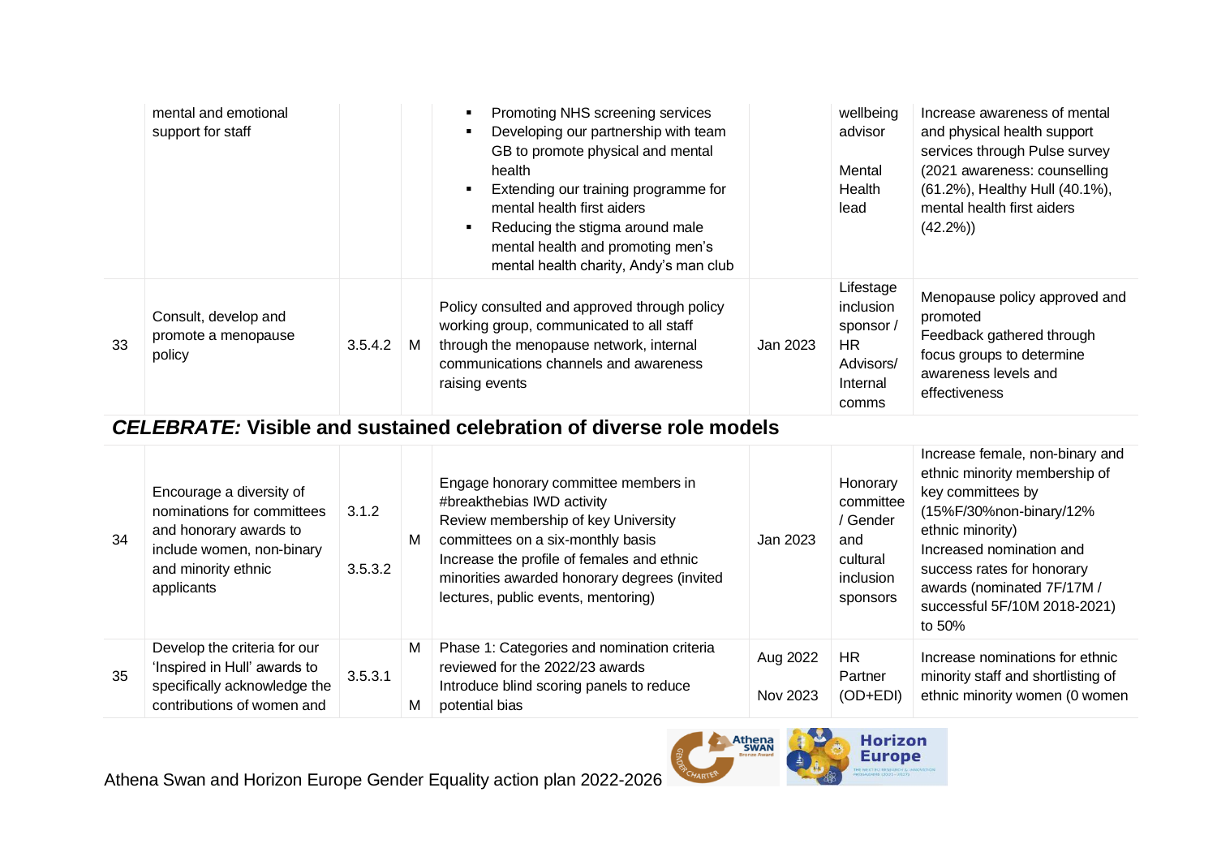| | | | | | | | |
|---|---|---|---|---|---|---|---|
| | mental and emotional support for staff | | | ▪ Promoting NHS screening services<br>▪ Developing our partnership with team GB to promote physical and mental health<br>▪ Extending our training programme for mental health first aiders<br>▪ Reducing the stigma around male mental health and promoting men's mental health charity, Andy's man club | | wellbeing advisor<br><br>Mental Health lead | Increase awareness of mental and physical health support services through Pulse survey (2021 awareness: counselling (61.2%), Healthy Hull (40.1%), mental health first aiders (42.2%)) |
| 33 | Consult, develop and promote a menopause policy | 3.5.4.2 | M | Policy consulted and approved through policy working group, communicated to all staff through the menopause network, internal communications channels and awareness raising events | Jan 2023 | Lifestage inclusion sponsor / HR Advisors/ Internal comms | Menopause policy approved and promoted<br>Feedback gathered through focus groups to determine awareness levels and effectiveness |

## *CELEBRATE:* Visible and sustained celebration of diverse role models

| | | | | | | | |
|---|---|---|---|---|---|---|---|
| 34 | Encourage a diversity of nominations for committees and honorary awards to include women, non-binary and minority ethnic applicants | 3.1.2<br><br>3.5.3.2 | M | Engage honorary committee members in #breakthebias IWD activity<br>Review membership of key University committees on a six-monthly basis<br>Increase the profile of females and ethnic minorities awarded honorary degrees (invited lectures, public events, mentoring) | Jan 2023 | Honorary committee / Gender and cultural inclusion sponsors | Increase female, non-binary and ethnic minority membership of key committees by (15%F/30%non-binary/12% ethnic minority)<br>Increased nomination and success rates for honorary awards (nominated 7F/17M / successful 5F/10M 2018-2021) to 50% |
| 35 | Develop the criteria for our 'Inspired in Hull' awards to specifically acknowledge the contributions of women and | 3.5.3.1 | M<br><br>M | Phase 1: Categories and nomination criteria reviewed for the 2022/23 awards<br>Introduce blind scoring panels to reduce potential bias | Aug 2022<br><br>Nov 2023 | HR Partner (OD+EDI) | Increase nominations for ethnic minority staff and shortlisting of ethnic minority women (0 women |

Athena Swan and Horizon Europe Gender Equality action plan 2022-2026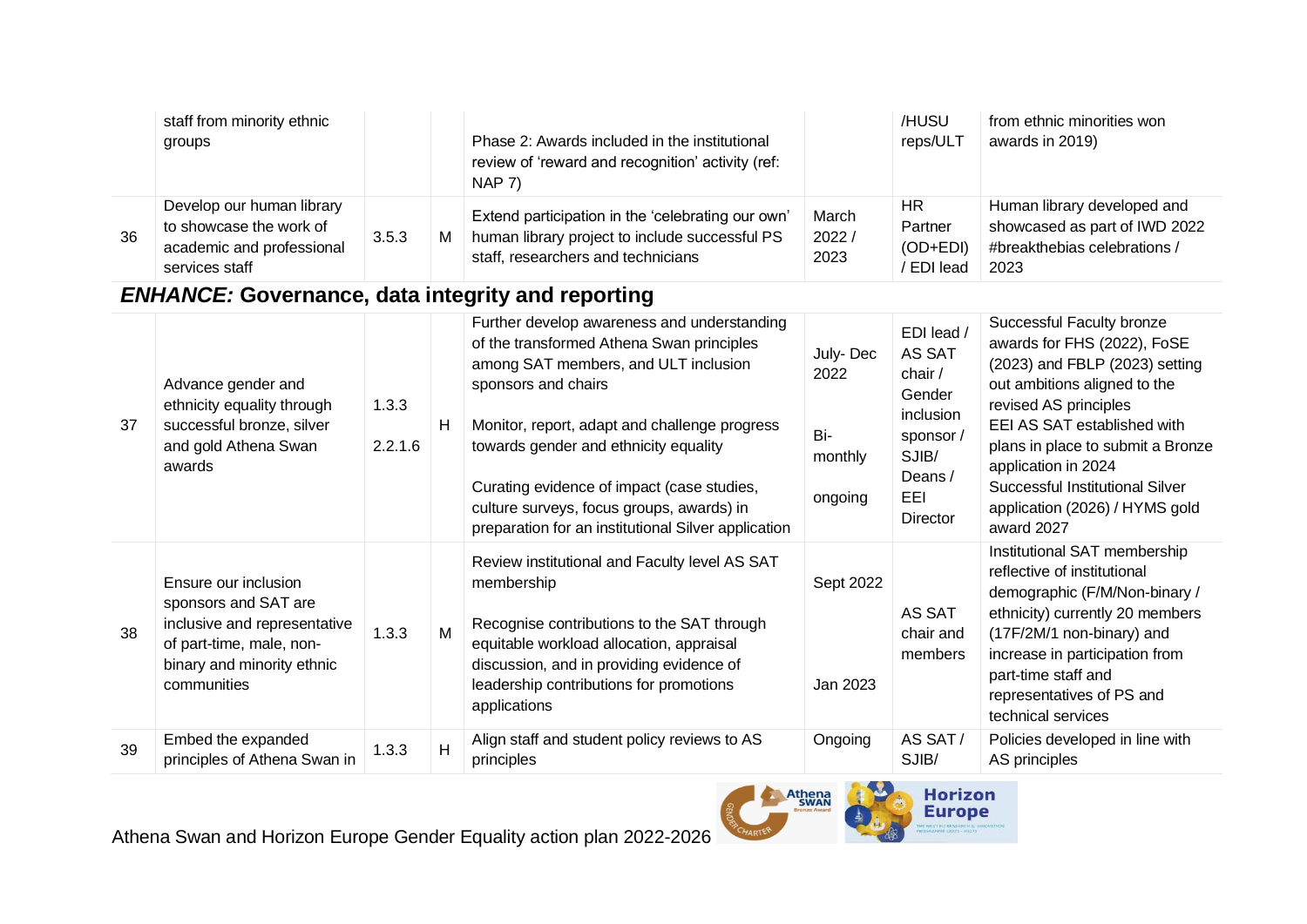| | | | | | | | |
|---|---|---|---|---|---|---|---|
| | staff from minority ethnic groups | | | Phase 2: Awards included in the institutional review of 'reward and recognition' activity (ref: NAP 7) | | /HUSU reps/ULT | from ethnic minorities won awards in 2019) |
| 36 | Develop our human library to showcase the work of academic and professional services staff | 3.5.3 | M | Extend participation in the 'celebrating our own' human library project to include successful PS staff, researchers and technicians | March 2022 / 2023 | HR Partner (OD+EDI) / EDI lead | Human library developed and showcased as part of IWD 2022 #breakthebias celebrations / 2023 |

## *ENHANCE:* Governance, data integrity and reporting

| | | | | | | | |
|---|---|---|---|---|---|---|---|
| 37 | Advance gender and ethnicity equality through successful bronze, silver and gold Athena Swan awards | 1.3.3<br>2.2.1.6 | H | Further develop awareness and understanding of the transformed Athena Swan principles among SAT members, and ULT inclusion sponsors and chairs<br><br>Monitor, report, adapt and challenge progress towards gender and ethnicity equality<br><br>Curating evidence of impact (case studies, culture surveys, focus groups, awards) in preparation for an institutional Silver application | July- Dec 2022<br><br>Bi-monthly<br><br>ongoing | EDI lead / AS SAT chair / Gender inclusion sponsor / SJIB/ Deans / EEI Director | Successful Faculty bronze awards for FHS (2022), FoSE (2023) and FBLP (2023) setting out ambitions aligned to the revised AS principles<br>EEI AS SAT established with plans in place to submit a Bronze application in 2024<br>Successful Institutional Silver application (2026) / HYMS gold award 2027 |
| 38 | Ensure our inclusion sponsors and SAT are inclusive and representative of part-time, male, non-binary and minority ethnic communities | 1.3.3 | M | Review institutional and Faculty level AS SAT membership<br><br>Recognise contributions to the SAT through equitable workload allocation, appraisal discussion, and in providing evidence of leadership contributions for promotions applications | Sept 2022<br><br>Jan 2023 | AS SAT chair and members | Institutional SAT membership reflective of institutional demographic (F/M/Non-binary / ethnicity) currently 20 members (17F/2M/1 non-binary) and increase in participation from part-time staff and representatives of PS and technical services |
| 39 | Embed the expanded principles of Athena Swan in | 1.3.3 | H | Align staff and student policy reviews to AS principles | Ongoing | AS SAT / SJIB/ | Policies developed in line with AS principles |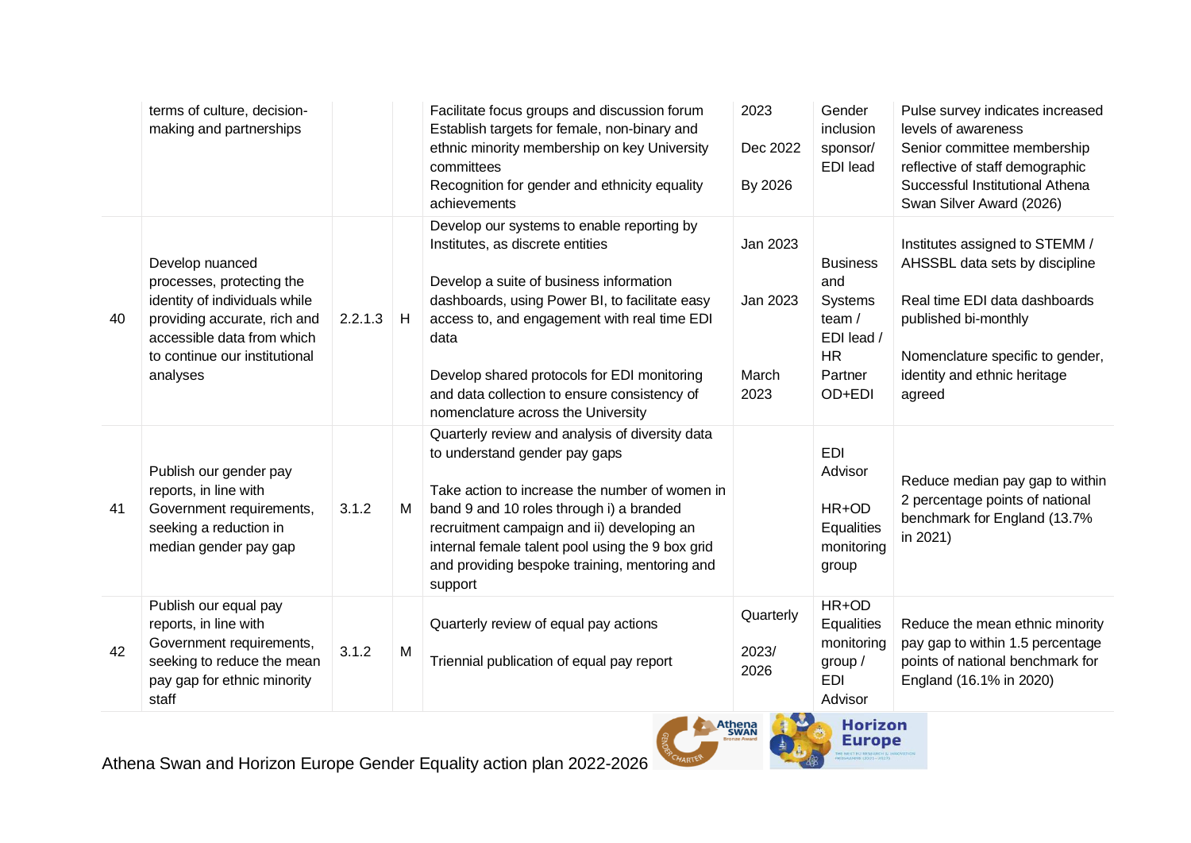| | | | | | | | |
|---|---|---|---|---|---|---|---|
| | terms of culture, decision-making and partnerships | | | Facilitate focus groups and discussion forum<br>Establish targets for female, non-binary and ethnic minority membership on key University committees<br>Recognition for gender and ethnicity equality achievements | 2023<br>Dec 2022<br>By 2026 | Gender inclusion sponsor/ EDI lead | Pulse survey indicates increased levels of awareness<br>Senior committee membership reflective of staff demographic<br>Successful Institutional Athena Swan Silver Award (2026) |
| 40 | Develop nuanced processes, protecting the identity of individuals while providing accurate, rich and accessible data from which to continue our institutional analyses | 2.2.1.3 | H | Develop our systems to enable reporting by Institutes, as discrete entities<br><br>Develop a suite of business information dashboards, using Power BI, to facilitate easy access to, and engagement with real time EDI data<br><br>Develop shared protocols for EDI monitoring and data collection to ensure consistency of nomenclature across the University | Jan 2023<br><br>Jan 2023<br><br>March 2023 | Business and Systems team / EDI lead / HR Partner OD+EDI | Institutes assigned to STEMM / AHSSBL data sets by discipline<br><br>Real time EDI data dashboards published bi-monthly<br><br>Nomenclature specific to gender, identity and ethnic heritage agreed |
| 41 | Publish our gender pay reports, in line with Government requirements, seeking a reduction in median gender pay gap | 3.1.2 | M | Quarterly review and analysis of diversity data to understand gender pay gaps<br><br>Take action to increase the number of women in band 9 and 10 roles through i) a branded recruitment campaign and ii) developing an internal female talent pool using the 9 box grid and providing bespoke training, mentoring and support | | EDI Advisor<br><br>HR+OD Equalities monitoring group | Reduce median pay gap to within 2 percentage points of national benchmark for England (13.7% in 2021) |
| 42 | Publish our equal pay reports, in line with Government requirements, seeking to reduce the mean pay gap for ethnic minority staff | 3.1.2 | M | Quarterly review of equal pay actions<br><br>Triennial publication of equal pay report | Quarterly<br><br>2023/ 2026 | HR+OD Equalities monitoring group / EDI Advisor | Reduce the mean ethnic minority pay gap to within 1.5 percentage points of national benchmark for England (16.1% in 2020) |

Athena Swan and Horizon Europe Gender Equality action plan 2022-2026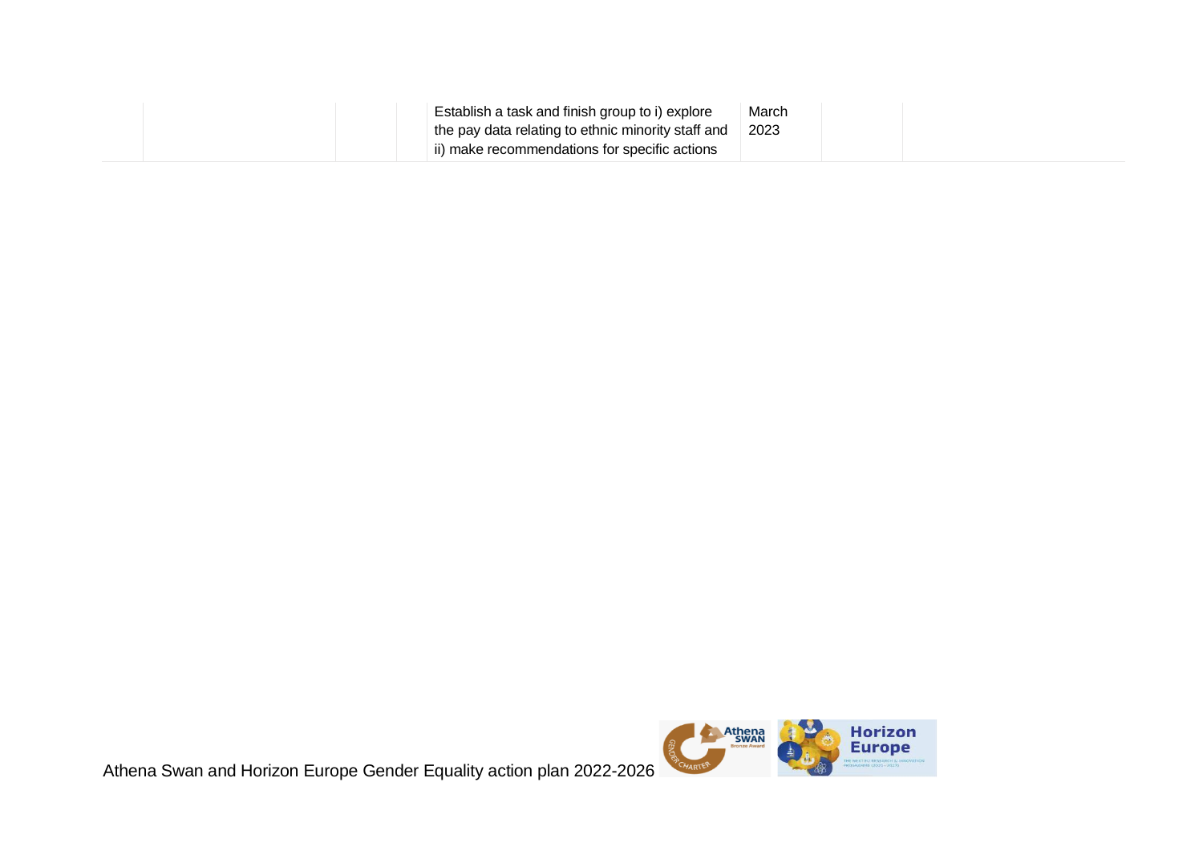| | | | | | | | |
|---|---|---|---|---|---|---|---|
| | | | | Establish a task and finish group to i) explore the pay data relating to ethnic minority staff and ii) make recommendations for specific actions | March 2023 | | |